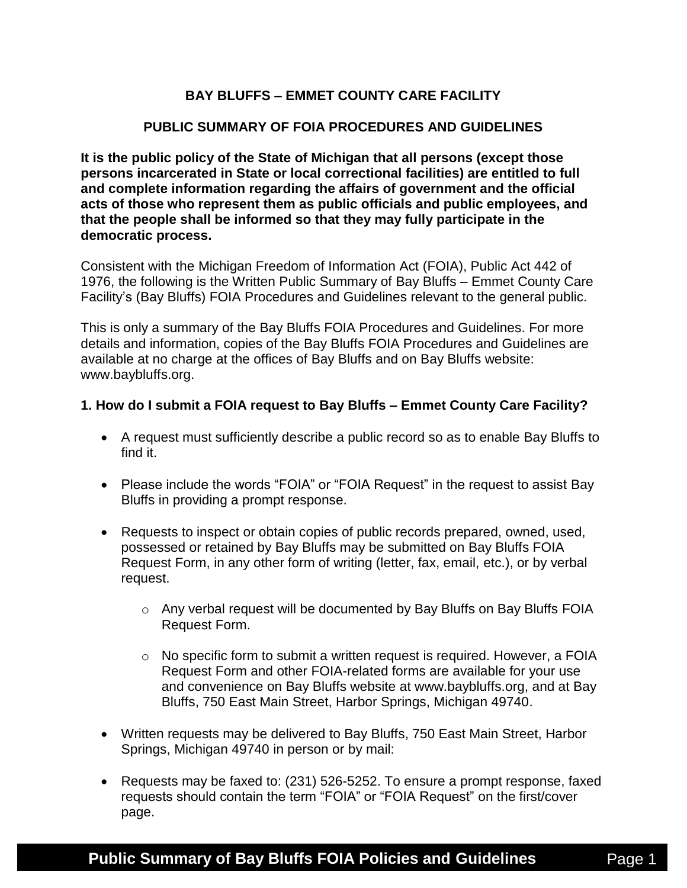# BAY BLUFFS – EMMET COUNTY CARE FACILITY

## PUBLIC SUMMARY OF FOIA PROCEDURES AND GUIDELINES

**It is the public policy of the State of Michigan that all persons (except those persons incarcerated in State or local correctional facilities) are entitled to full and complete information regarding the affairs of government and the official acts of those who represent them as public officials and public employees, and that the people shall be informed so that they may fully participate in the democratic process.**

Consistent with the Michigan Freedom of Information Act (FOIA), Public Act 442 of 1976, the following is the Written Public Summary of Bay Bluffs – Emmet County Care Facility's (Bay Bluffs) FOIA Procedures and Guidelines relevant to the general public.

This is only a summary of the Bay Bluffs FOIA Procedures and Guidelines. For more details and information, copies of the Bay Bluffs FOIA Procedures and Guidelines are available at no charge at the offices of Bay Bluffs and on Bay Bluffs website: www.baybluffs.org.

### 1. How do I submit a FOIA request to Bay Bluffs – Emmet County Care Facility?

- A request must sufficiently describe a public record so as to enable Bay Bluffs to find it.
- Please include the words "FOIA" or "FOIA Request" in the request to assist Bay Bluffs in providing a prompt response.
- Requests to inspect or obtain copies of public records prepared, owned, used, possessed or retained by Bay Bluffs may be submitted on Bay Bluffs FOIA Request Form, in any other form of writing (letter, fax, email, etc.), or by verbal request.
    - Any verbal request will be documented by Bay Bluffs on Bay Bluffs FOIA Request Form.
    - No specific form to submit a written request is required. However, a FOIA Request Form and other FOIA-related forms are available for your use and convenience on Bay Bluffs website at www.baybluffs.org, and at Bay Bluffs, 750 East Main Street, Harbor Springs, Michigan 49740.
- Written requests may be delivered to Bay Bluffs, 750 East Main Street, Harbor Springs, Michigan 49740 in person or by mail:
- Requests may be faxed to: (231) 526-5252. To ensure a prompt response, faxed requests should contain the term "FOIA" or "FOIA Request" on the first/cover page.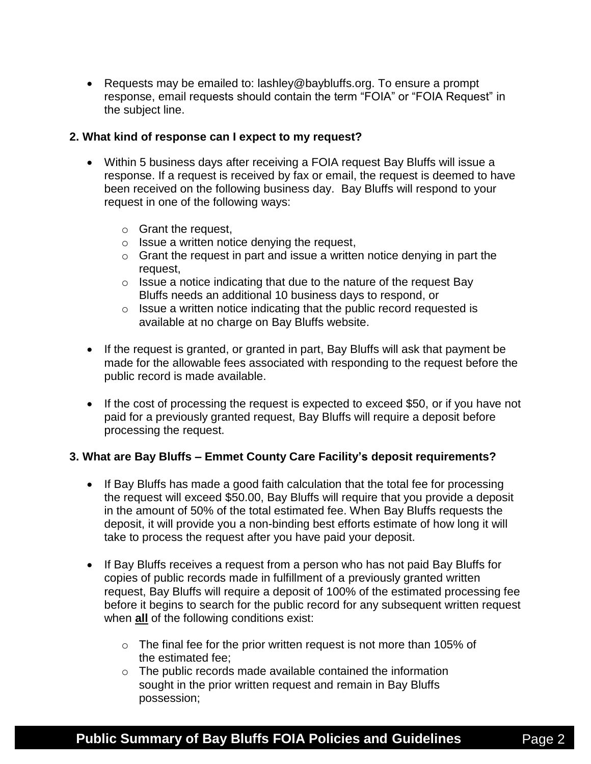- Requests may be emailed to: lashley@baybluffs.org. To ensure a prompt response, email requests should contain the term "FOIA" or "FOIA Request" in the subject line.

**2. What kind of response can I expect to my request?**

- Within 5 business days after receiving a FOIA request Bay Bluffs will issue a response. If a request is received by fax or email, the request is deemed to have been received on the following business day. Bay Bluffs will respond to your request in one of the following ways:
  - Grant the request,
  - Issue a written notice denying the request,
  - Grant the request in part and issue a written notice denying in part the request,
  - Issue a notice indicating that due to the nature of the request Bay Bluffs needs an additional 10 business days to respond, or
  - Issue a written notice indicating that the public record requested is available at no charge on Bay Bluffs website.

- If the request is granted, or granted in part, Bay Bluffs will ask that payment be made for the allowable fees associated with responding to the request before the public record is made available.

- If the cost of processing the request is expected to exceed $50, or if you have not paid for a previously granted request, Bay Bluffs will require a deposit before processing the request.

**3. What are Bay Bluffs – Emmet County Care Facility's deposit requirements?**

- If Bay Bluffs has made a good faith calculation that the total fee for processing the request will exceed $50.00, Bay Bluffs will require that you provide a deposit in the amount of 50% of the total estimated fee. When Bay Bluffs requests the deposit, it will provide you a non-binding best efforts estimate of how long it will take to process the request after you have paid your deposit.

- If Bay Bluffs receives a request from a person who has not paid Bay Bluffs for copies of public records made in fulfillment of a previously granted written request, Bay Bluffs will require a deposit of 100% of the estimated processing fee before it begins to search for the public record for any subsequent written request when **all** of the following conditions exist:
  - The final fee for the prior written request is not more than 105% of the estimated fee;
  - The public records made available contained the information sought in the prior written request and remain in Bay Bluffs possession;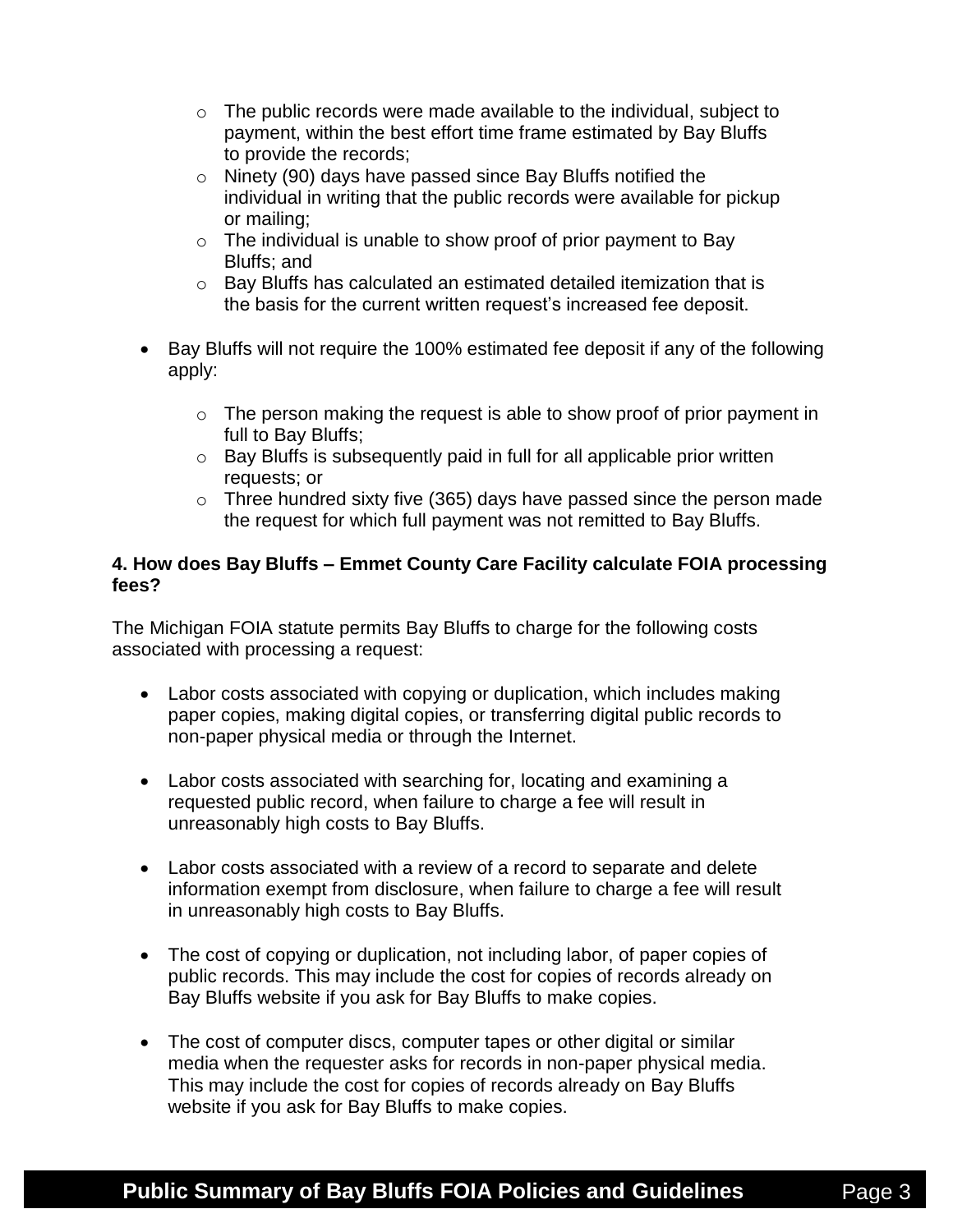- The public records were made available to the individual, subject to payment, within the best effort time frame estimated by Bay Bluffs to provide the records;
  - Ninety (90) days have passed since Bay Bluffs notified the individual in writing that the public records were available for pickup or mailing;
  - The individual is unable to show proof of prior payment to Bay Bluffs; and
  - Bay Bluffs has calculated an estimated detailed itemization that is the basis for the current written request's increased fee deposit.

- Bay Bluffs will not require the 100% estimated fee deposit if any of the following apply:

  - The person making the request is able to show proof of prior payment in full to Bay Bluffs;
  - Bay Bluffs is subsequently paid in full for all applicable prior written requests; or
  - Three hundred sixty five (365) days have passed since the person made the request for which full payment was not remitted to Bay Bluffs.

**4. How does Bay Bluffs – Emmet County Care Facility calculate FOIA processing fees?**

The Michigan FOIA statute permits Bay Bluffs to charge for the following costs associated with processing a request:

- Labor costs associated with copying or duplication, which includes making paper copies, making digital copies, or transferring digital public records to non-paper physical media or through the Internet.

- Labor costs associated with searching for, locating and examining a requested public record, when failure to charge a fee will result in unreasonably high costs to Bay Bluffs.

- Labor costs associated with a review of a record to separate and delete information exempt from disclosure, when failure to charge a fee will result in unreasonably high costs to Bay Bluffs.

- The cost of copying or duplication, not including labor, of paper copies of public records. This may include the cost for copies of records already on Bay Bluffs website if you ask for Bay Bluffs to make copies.

- The cost of computer discs, computer tapes or other digital or similar media when the requester asks for records in non-paper physical media. This may include the cost for copies of records already on Bay Bluffs website if you ask for Bay Bluffs to make copies.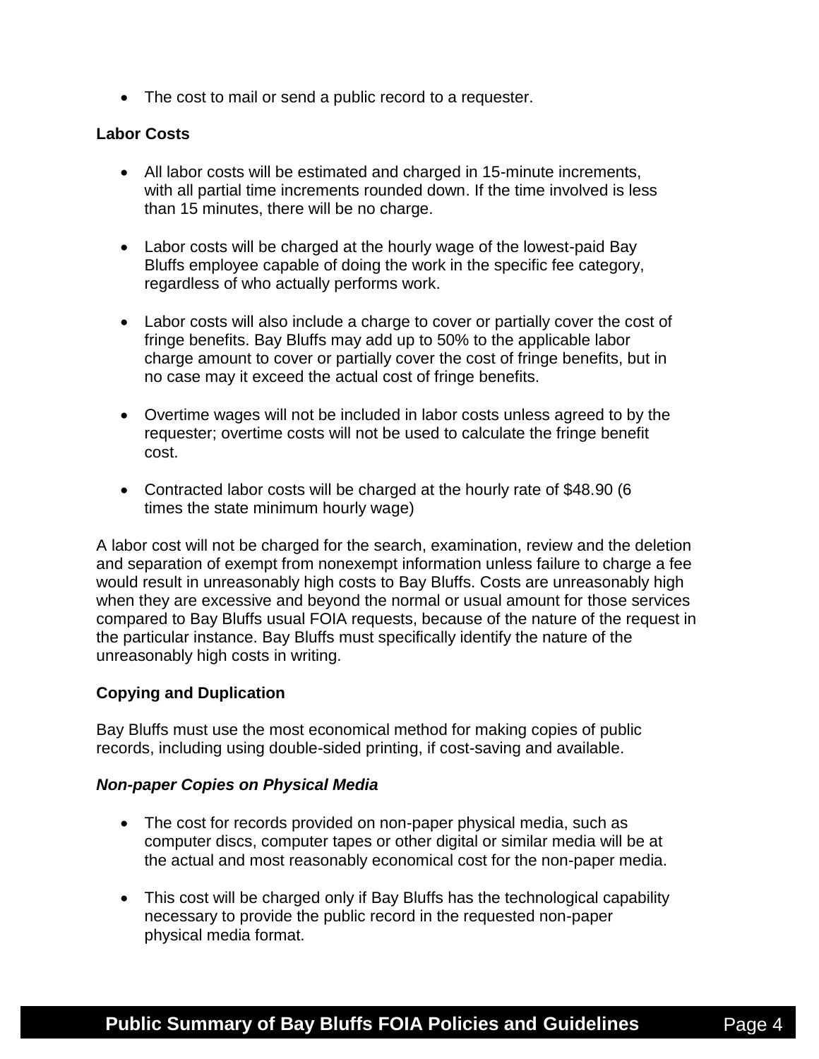- The cost to mail or send a public record to a requester.

**Labor Costs**

- All labor costs will be estimated and charged in 15-minute increments, with all partial time increments rounded down. If the time involved is less than 15 minutes, there will be no charge.

- Labor costs will be charged at the hourly wage of the lowest-paid Bay Bluffs employee capable of doing the work in the specific fee category, regardless of who actually performs work.

- Labor costs will also include a charge to cover or partially cover the cost of fringe benefits. Bay Bluffs may add up to 50% to the applicable labor charge amount to cover or partially cover the cost of fringe benefits, but in no case may it exceed the actual cost of fringe benefits.

- Overtime wages will not be included in labor costs unless agreed to by the requester; overtime costs will not be used to calculate the fringe benefit cost.

- Contracted labor costs will be charged at the hourly rate of $48.90 (6 times the state minimum hourly wage)

A labor cost will not be charged for the search, examination, review and the deletion and separation of exempt from nonexempt information unless failure to charge a fee would result in unreasonably high costs to Bay Bluffs. Costs are unreasonably high when they are excessive and beyond the normal or usual amount for those services compared to Bay Bluffs usual FOIA requests, because of the nature of the request in the particular instance. Bay Bluffs must specifically identify the nature of the unreasonably high costs in writing.

**Copying and Duplication**

Bay Bluffs must use the most economical method for making copies of public records, including using double-sided printing, if cost-saving and available.

***Non-paper Copies on Physical Media***

- The cost for records provided on non-paper physical media, such as computer discs, computer tapes or other digital or similar media will be at the actual and most reasonably economical cost for the non-paper media.

- This cost will be charged only if Bay Bluffs has the technological capability necessary to provide the public record in the requested non-paper physical media format.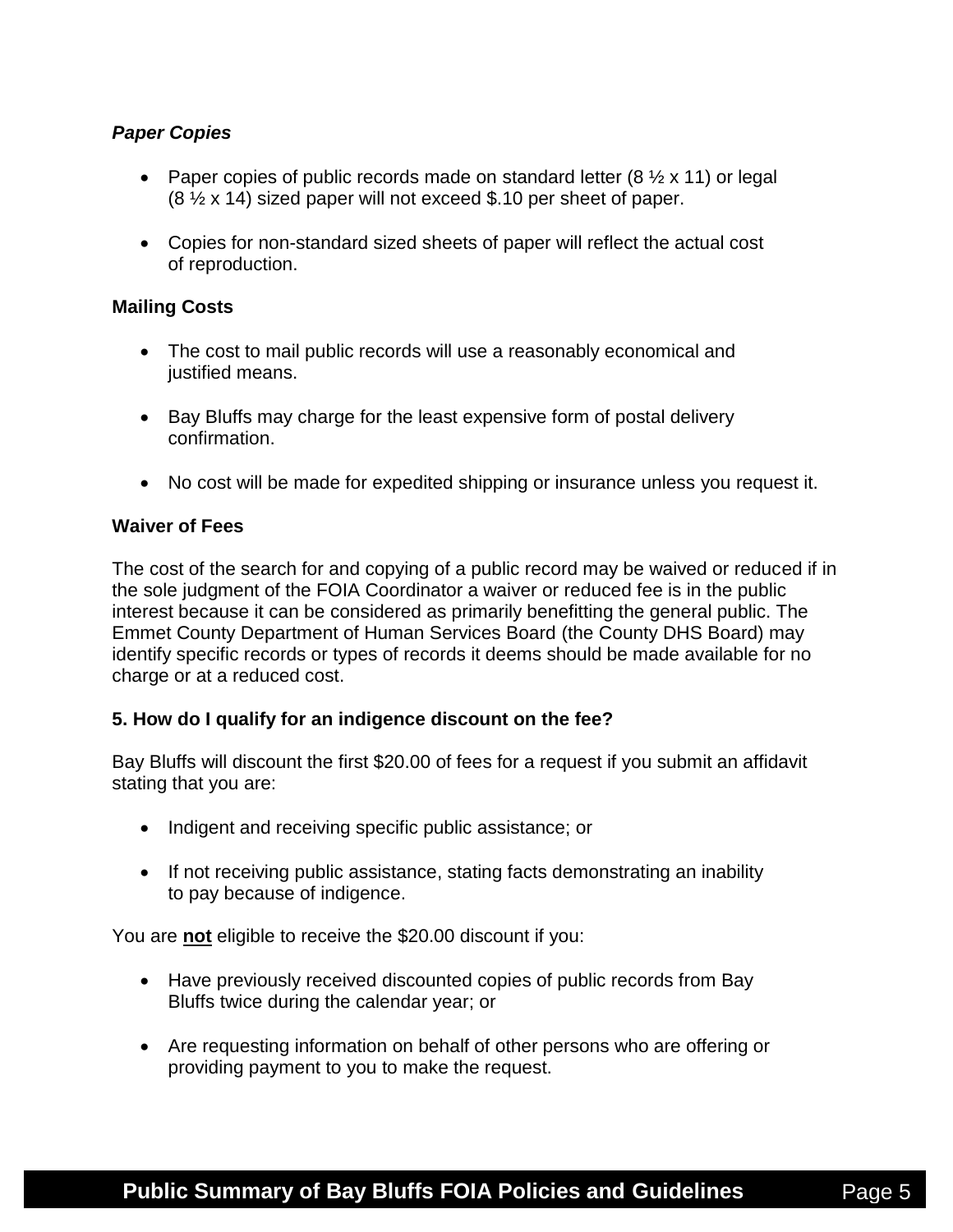***Paper Copies***

- Paper copies of public records made on standard letter (8 ½ x 11) or legal (8 ½ x 14) sized paper will not exceed $.10 per sheet of paper.
- Copies for non-standard sized sheets of paper will reflect the actual cost of reproduction.

**Mailing Costs**

- The cost to mail public records will use a reasonably economical and justified means.
- Bay Bluffs may charge for the least expensive form of postal delivery confirmation.
- No cost will be made for expedited shipping or insurance unless you request it.

**Waiver of Fees**

The cost of the search for and copying of a public record may be waived or reduced if in the sole judgment of the FOIA Coordinator a waiver or reduced fee is in the public interest because it can be considered as primarily benefitting the general public. The Emmet County Department of Human Services Board (the County DHS Board) may identify specific records or types of records it deems should be made available for no charge or at a reduced cost.

**5. How do I qualify for an indigence discount on the fee?**

Bay Bluffs will discount the first $20.00 of fees for a request if you submit an affidavit stating that you are:

- Indigent and receiving specific public assistance; or
- If not receiving public assistance, stating facts demonstrating an inability to pay because of indigence.

You are **not** eligible to receive the $20.00 discount if you:

- Have previously received discounted copies of public records from Bay Bluffs twice during the calendar year; or
- Are requesting information on behalf of other persons who are offering or providing payment to you to make the request.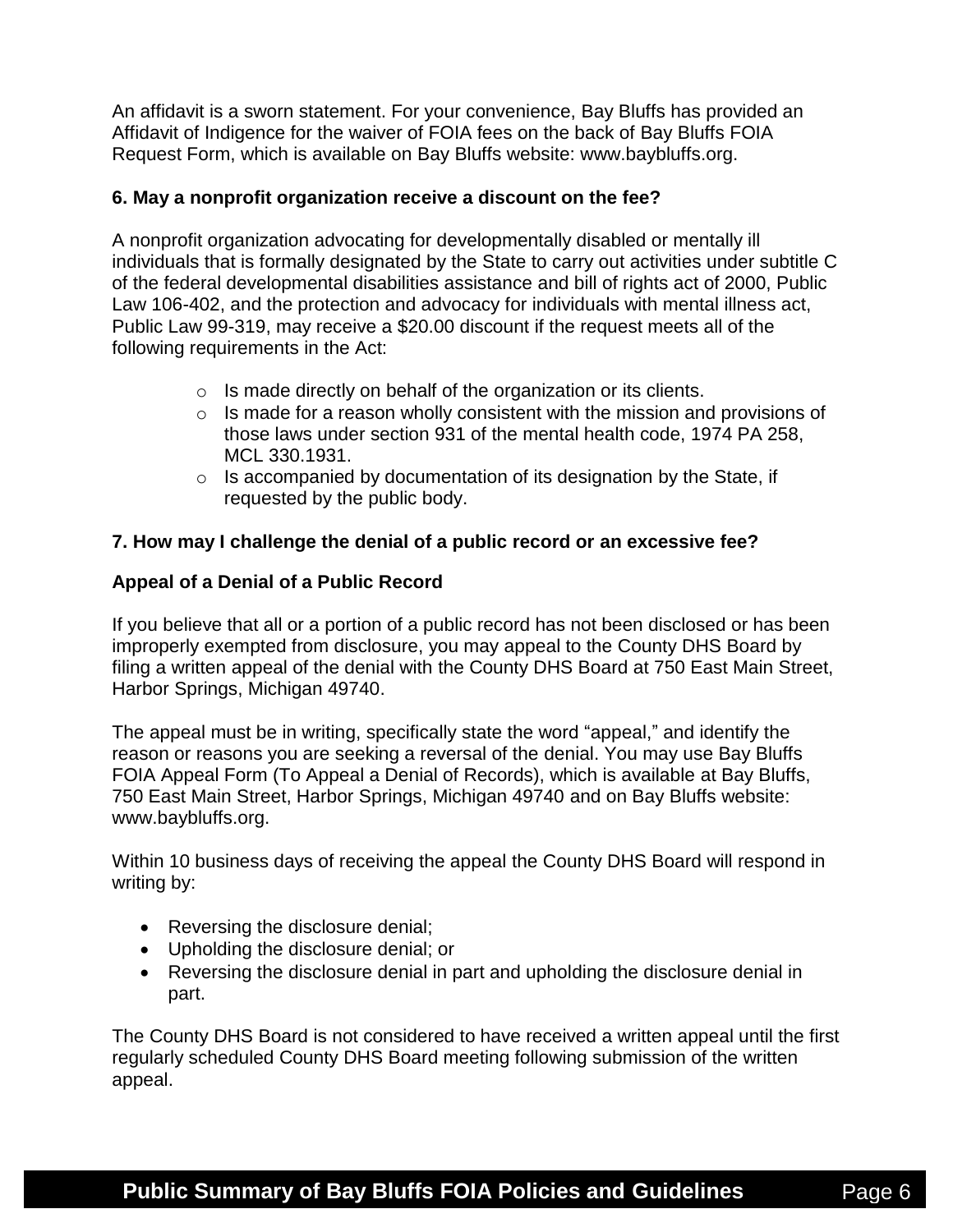An affidavit is a sworn statement. For your convenience, Bay Bluffs has provided an Affidavit of Indigence for the waiver of FOIA fees on the back of Bay Bluffs FOIA Request Form, which is available on Bay Bluffs website: www.baybluffs.org.

### 6. May a nonprofit organization receive a discount on the fee?

A nonprofit organization advocating for developmentally disabled or mentally ill individuals that is formally designated by the State to carry out activities under subtitle C of the federal developmental disabilities assistance and bill of rights act of 2000, Public Law 106-402, and the protection and advocacy for individuals with mental illness act, Public Law 99-319, may receive a $20.00 discount if the request meets all of the following requirements in the Act:

- Is made directly on behalf of the organization or its clients.
- Is made for a reason wholly consistent with the mission and provisions of those laws under section 931 of the mental health code, 1974 PA 258, MCL 330.1931.
- Is accompanied by documentation of its designation by the State, if requested by the public body.

### 7. How may I challenge the denial of a public record or an excessive fee?

#### Appeal of a Denial of a Public Record

If you believe that all or a portion of a public record has not been disclosed or has been improperly exempted from disclosure, you may appeal to the County DHS Board by filing a written appeal of the denial with the County DHS Board at 750 East Main Street, Harbor Springs, Michigan 49740.

The appeal must be in writing, specifically state the word "appeal," and identify the reason or reasons you are seeking a reversal of the denial. You may use Bay Bluffs FOIA Appeal Form (To Appeal a Denial of Records), which is available at Bay Bluffs, 750 East Main Street, Harbor Springs, Michigan 49740 and on Bay Bluffs website: www.baybluffs.org.

Within 10 business days of receiving the appeal the County DHS Board will respond in writing by:

- Reversing the disclosure denial;
- Upholding the disclosure denial; or
- Reversing the disclosure denial in part and upholding the disclosure denial in part.

The County DHS Board is not considered to have received a written appeal until the first regularly scheduled County DHS Board meeting following submission of the written appeal.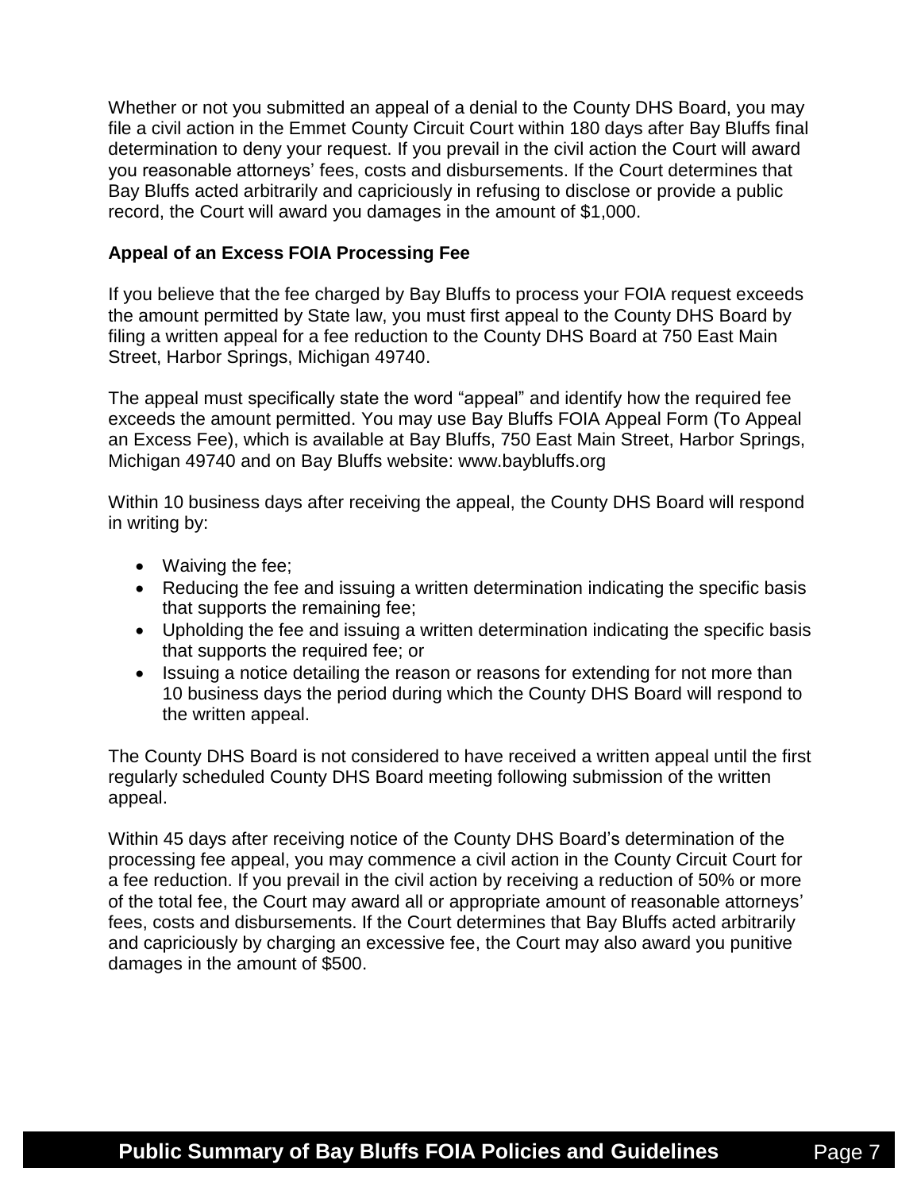Whether or not you submitted an appeal of a denial to the County DHS Board, you may file a civil action in the Emmet County Circuit Court within 180 days after Bay Bluffs final determination to deny your request. If you prevail in the civil action the Court will award you reasonable attorneys' fees, costs and disbursements. If the Court determines that Bay Bluffs acted arbitrarily and capriciously in refusing to disclose or provide a public record, the Court will award you damages in the amount of $1,000.

**Appeal of an Excess FOIA Processing Fee**

If you believe that the fee charged by Bay Bluffs to process your FOIA request exceeds the amount permitted by State law, you must first appeal to the County DHS Board by filing a written appeal for a fee reduction to the County DHS Board at 750 East Main Street, Harbor Springs, Michigan 49740.

The appeal must specifically state the word "appeal" and identify how the required fee exceeds the amount permitted. You may use Bay Bluffs FOIA Appeal Form (To Appeal an Excess Fee), which is available at Bay Bluffs, 750 East Main Street, Harbor Springs, Michigan 49740 and on Bay Bluffs website: www.baybluffs.org

Within 10 business days after receiving the appeal, the County DHS Board will respond in writing by:

- Waiving the fee;
- Reducing the fee and issuing a written determination indicating the specific basis that supports the remaining fee;
- Upholding the fee and issuing a written determination indicating the specific basis that supports the required fee; or
- Issuing a notice detailing the reason or reasons for extending for not more than 10 business days the period during which the County DHS Board will respond to the written appeal.

The County DHS Board is not considered to have received a written appeal until the first regularly scheduled County DHS Board meeting following submission of the written appeal.

Within 45 days after receiving notice of the County DHS Board's determination of the processing fee appeal, you may commence a civil action in the County Circuit Court for a fee reduction. If you prevail in the civil action by receiving a reduction of 50% or more of the total fee, the Court may award all or appropriate amount of reasonable attorneys' fees, costs and disbursements. If the Court determines that Bay Bluffs acted arbitrarily and capriciously by charging an excessive fee, the Court may also award you punitive damages in the amount of $500.